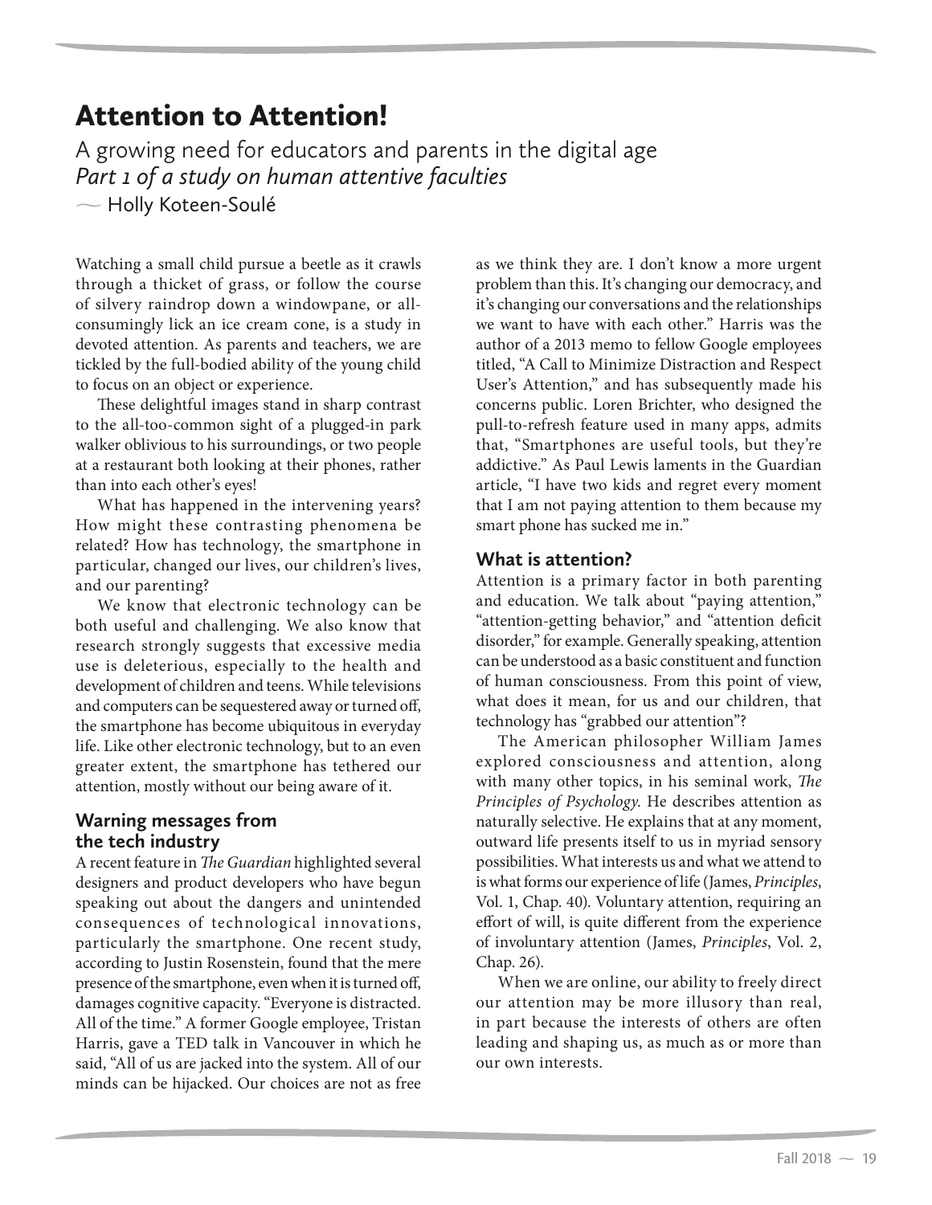# Attention to Attention!

A growing need for educators and parents in the digital age
*Part 1 of a study on human attentive faculties*
— Holly Koteen-Soulé

Watching a small child pursue a beetle as it crawls through a thicket of grass, or follow the course of silvery raindrop down a windowpane, or all-consumingly lick an ice cream cone, is a study in devoted attention. As parents and teachers, we are tickled by the full-bodied ability of the young child to focus on an object or experience.

These delightful images stand in sharp contrast to the all-too-common sight of a plugged-in park walker oblivious to his surroundings, or two people at a restaurant both looking at their phones, rather than into each other's eyes!

What has happened in the intervening years? How might these contrasting phenomena be related? How has technology, the smartphone in particular, changed our lives, our children's lives, and our parenting?

We know that electronic technology can be both useful and challenging. We also know that research strongly suggests that excessive media use is deleterious, especially to the health and development of children and teens. While televisions and computers can be sequestered away or turned off, the smartphone has become ubiquitous in everyday life. Like other electronic technology, but to an even greater extent, the smartphone has tethered our attention, mostly without our being aware of it.

## Warning messages from the tech industry

A recent feature in *The Guardian* highlighted several designers and product developers who have begun speaking out about the dangers and unintended consequences of technological innovations, particularly the smartphone. One recent study, according to Justin Rosenstein, found that the mere presence of the smartphone, even when it is turned off, damages cognitive capacity. "Everyone is distracted. All of the time." A former Google employee, Tristan Harris, gave a TED talk in Vancouver in which he said, "All of us are jacked into the system. All of our minds can be hijacked. Our choices are not as free as we think they are. I don't know a more urgent problem than this. It's changing our democracy, and it's changing our conversations and the relationships we want to have with each other." Harris was the author of a 2013 memo to fellow Google employees titled, "A Call to Minimize Distraction and Respect User's Attention," and has subsequently made his concerns public. Loren Brichter, who designed the pull-to-refresh feature used in many apps, admits that, "Smartphones are useful tools, but they're addictive." As Paul Lewis laments in the Guardian article, "I have two kids and regret every moment that I am not paying attention to them because my smart phone has sucked me in."

## What is attention?

Attention is a primary factor in both parenting and education. We talk about "paying attention," "attention-getting behavior," and "attention deficit disorder," for example. Generally speaking, attention can be understood as a basic constituent and function of human consciousness. From this point of view, what does it mean, for us and our children, that technology has "grabbed our attention"?

The American philosopher William James explored consciousness and attention, along with many other topics, in his seminal work, *The Principles of Psychology*. He describes attention as naturally selective. He explains that at any moment, outward life presents itself to us in myriad sensory possibilities. What interests us and what we attend to is what forms our experience of life (James, *Principles*, Vol. 1, Chap. 40). Voluntary attention, requiring an effort of will, is quite different from the experience of involuntary attention (James, *Principles*, Vol. 2, Chap. 26).

When we are online, our ability to freely direct our attention may be more illusory than real, in part because the interests of others are often leading and shaping us, as much as or more than our own interests.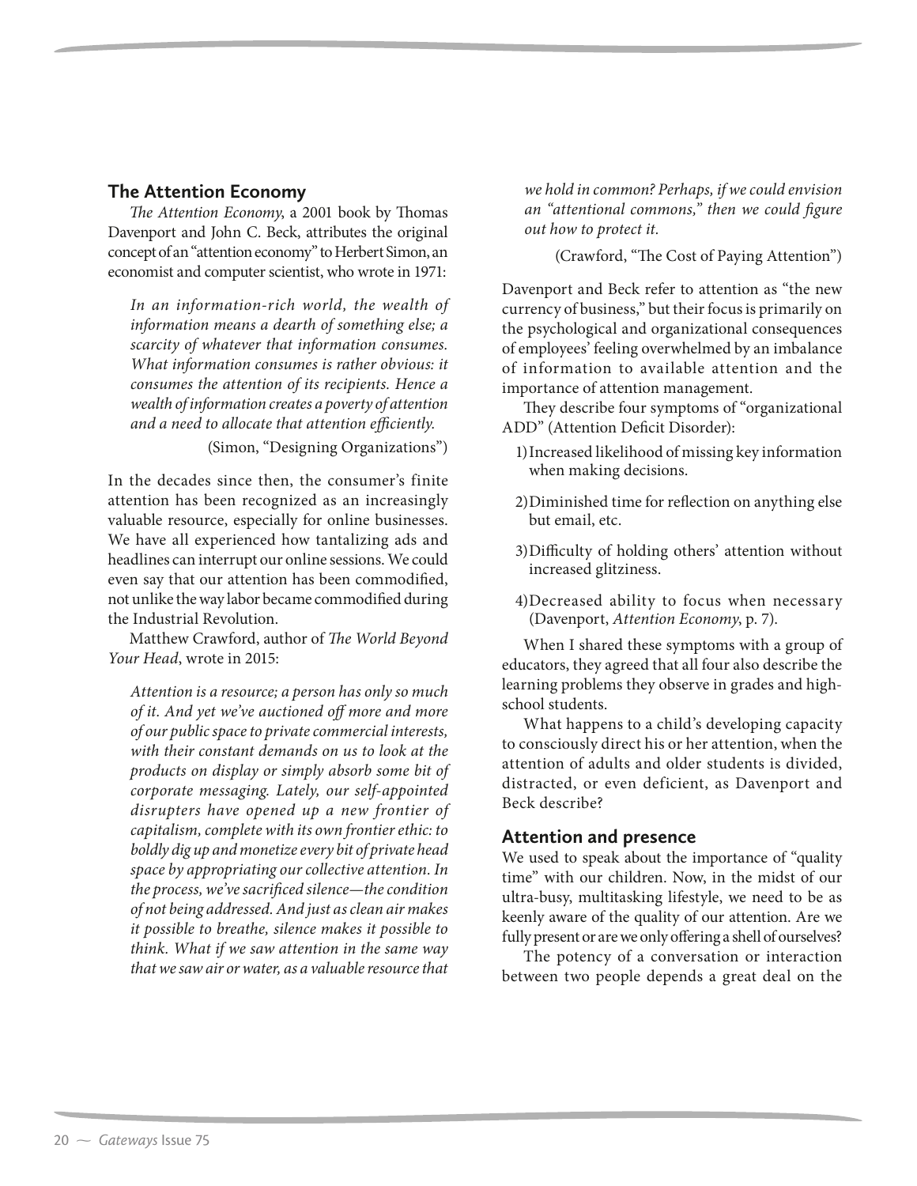## The Attention Economy

*The Attention Economy*, a 2001 book by Thomas Davenport and John C. Beck, attributes the original concept of an "attention economy" to Herbert Simon, an economist and computer scientist, who wrote in 1971:

> *In an information-rich world, the wealth of information means a dearth of something else; a scarcity of whatever that information consumes. What information consumes is rather obvious: it consumes the attention of its recipients. Hence a wealth of information creates a poverty of attention and a need to allocate that attention efficiently.*
>
> (Simon, "Designing Organizations")

In the decades since then, the consumer's finite attention has been recognized as an increasingly valuable resource, especially for online businesses. We have all experienced how tantalizing ads and headlines can interrupt our online sessions. We could even say that our attention has been commodified, not unlike the way labor became commodified during the Industrial Revolution.

Matthew Crawford, author of *The World Beyond Your Head*, wrote in 2015:

> *Attention is a resource; a person has only so much of it. And yet we've auctioned off more and more of our public space to private commercial interests, with their constant demands on us to look at the products on display or simply absorb some bit of corporate messaging. Lately, our self-appointed disrupters have opened up a new frontier of capitalism, complete with its own frontier ethic: to boldly dig up and monetize every bit of private head space by appropriating our collective attention. In the process, we've sacrificed silence—the condition of not being addressed. And just as clean air makes it possible to breathe, silence makes it possible to think. What if we saw attention in the same way that we saw air or water, as a valuable resource that we hold in common? Perhaps, if we could envision an "attentional commons," then we could figure out how to protect it.*
>
> (Crawford, "The Cost of Paying Attention")

Davenport and Beck refer to attention as "the new currency of business," but their focus is primarily on the psychological and organizational consequences of employees' feeling overwhelmed by an imbalance of information to available attention and the importance of attention management.

They describe four symptoms of "organizational ADD" (Attention Deficit Disorder):

1) Increased likelihood of missing key information when making decisions.
2) Diminished time for reflection on anything else but email, etc.
3) Difficulty of holding others' attention without increased glitziness.
4) Decreased ability to focus when necessary (Davenport, *Attention Economy*, p. 7).

When I shared these symptoms with a group of educators, they agreed that all four also describe the learning problems they observe in grades and high-school students.

What happens to a child's developing capacity to consciously direct his or her attention, when the attention of adults and older students is divided, distracted, or even deficient, as Davenport and Beck describe?

## Attention and presence

We used to speak about the importance of "quality time" with our children. Now, in the midst of our ultra-busy, multitasking lifestyle, we need to be as keenly aware of the quality of our attention. Are we fully present or are we only offering a shell of ourselves?

The potency of a conversation or interaction between two people depends a great deal on the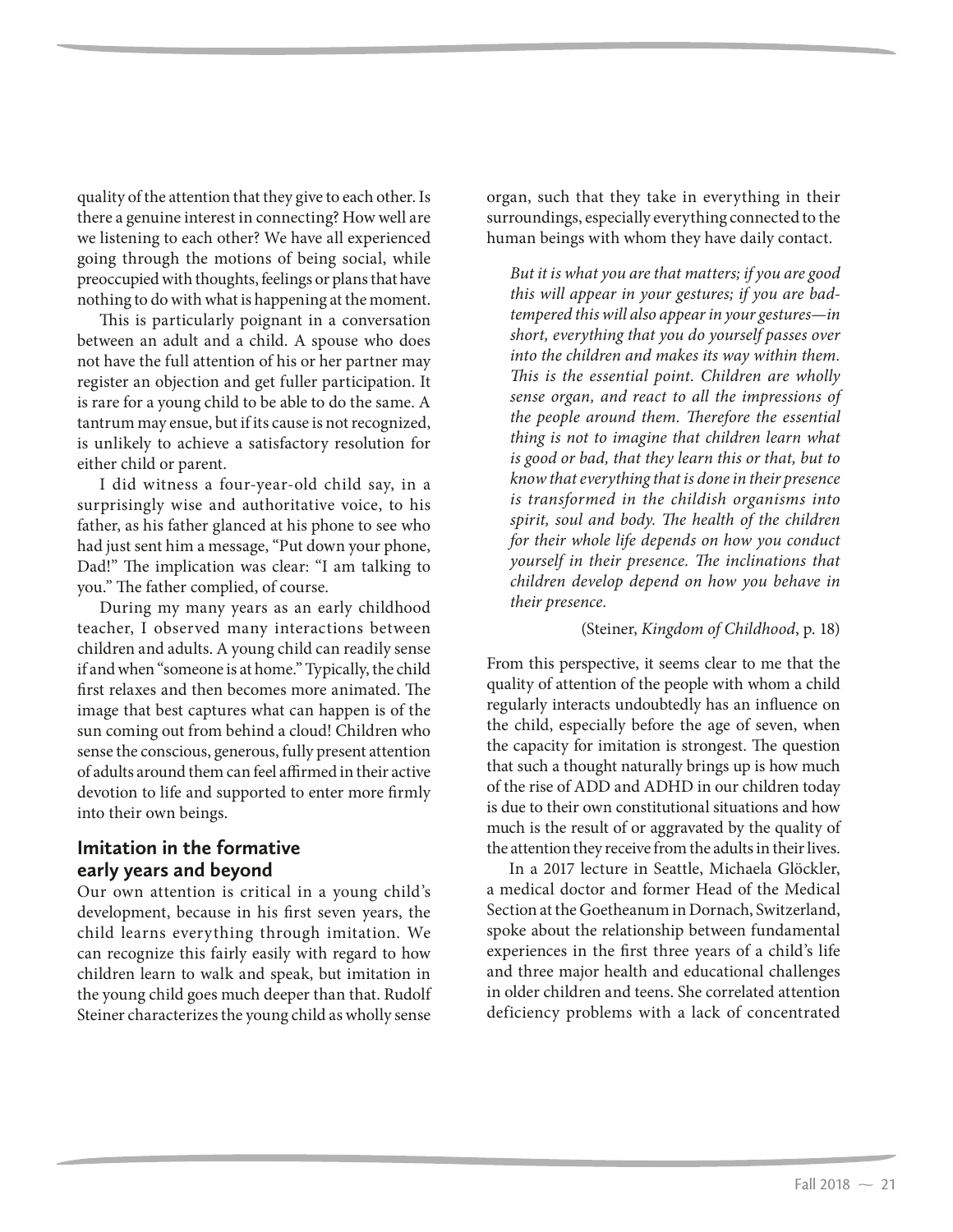quality of the attention that they give to each other. Is there a genuine interest in connecting? How well are we listening to each other? We have all experienced going through the motions of being social, while preoccupied with thoughts, feelings or plans that have nothing to do with what is happening at the moment.

This is particularly poignant in a conversation between an adult and a child. A spouse who does not have the full attention of his or her partner may register an objection and get fuller participation. It is rare for a young child to be able to do the same. A tantrum may ensue, but if its cause is not recognized, is unlikely to achieve a satisfactory resolution for either child or parent.

I did witness a four-year-old child say, in a surprisingly wise and authoritative voice, to his father, as his father glanced at his phone to see who had just sent him a message, "Put down your phone, Dad!" The implication was clear: "I am talking to you." The father complied, of course.

During my many years as an early childhood teacher, I observed many interactions between children and adults. A young child can readily sense if and when "someone is at home." Typically, the child first relaxes and then becomes more animated. The image that best captures what can happen is of the sun coming out from behind a cloud! Children who sense the conscious, generous, fully present attention of adults around them can feel affirmed in their active devotion to life and supported to enter more firmly into their own beings.

## Imitation in the formative early years and beyond

Our own attention is critical in a young child's development, because in his first seven years, the child learns everything through imitation. We can recognize this fairly easily with regard to how children learn to walk and speak, but imitation in the young child goes much deeper than that. Rudolf Steiner characterizes the young child as wholly sense organ, such that they take in everything in their surroundings, especially everything connected to the human beings with whom they have daily contact.

> *But it is what you are that matters; if you are good this will appear in your gestures; if you are bad-tempered this will also appear in your gestures—in short, everything that you do yourself passes over into the children and makes its way within them. This is the essential point. Children are wholly sense organ, and react to all the impressions of the people around them. Therefore the essential thing is not to imagine that children learn what is good or bad, that they learn this or that, but to know that everything that is done in their presence is transformed in the childish organisms into spirit, soul and body. The health of the children for their whole life depends on how you conduct yourself in their presence. The inclinations that children develop depend on how you behave in their presence.*
>
> (Steiner, *Kingdom of Childhood*, p. 18)

From this perspective, it seems clear to me that the quality of attention of the people with whom a child regularly interacts undoubtedly has an influence on the child, especially before the age of seven, when the capacity for imitation is strongest. The question that such a thought naturally brings up is how much of the rise of ADD and ADHD in our children today is due to their own constitutional situations and how much is the result of or aggravated by the quality of the attention they receive from the adults in their lives.

In a 2017 lecture in Seattle, Michaela Glöckler, a medical doctor and former Head of the Medical Section at the Goetheanum in Dornach, Switzerland, spoke about the relationship between fundamental experiences in the first three years of a child's life and three major health and educational challenges in older children and teens. She correlated attention deficiency problems with a lack of concentrated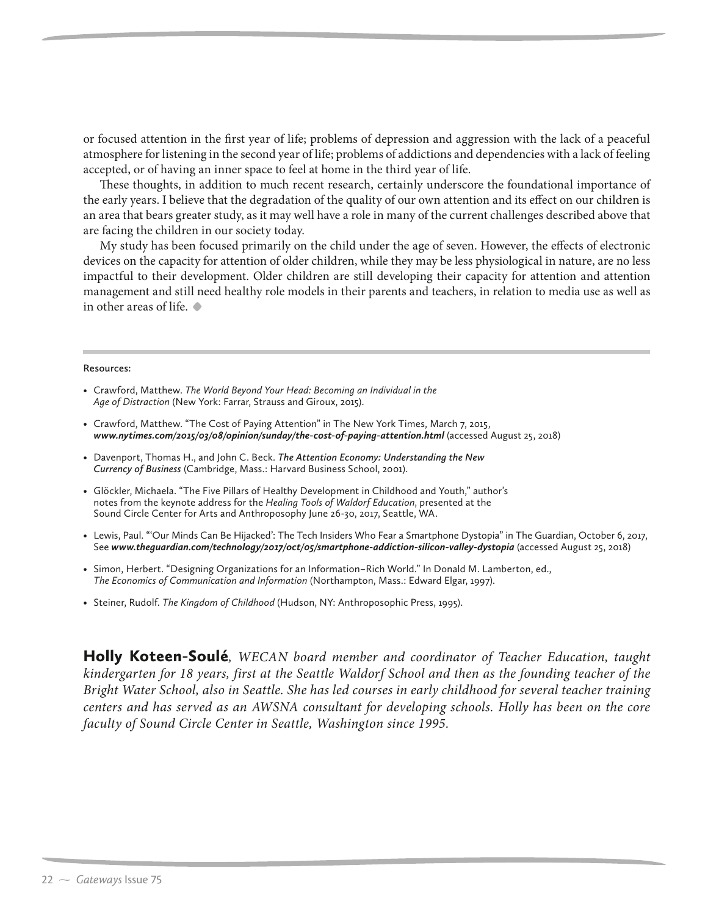or focused attention in the first year of life; problems of depression and aggression with the lack of a peaceful atmosphere for listening in the second year of life; problems of addictions and dependencies with a lack of feeling accepted, or of having an inner space to feel at home in the third year of life.

These thoughts, in addition to much recent research, certainly underscore the foundational importance of the early years. I believe that the degradation of the quality of our own attention and its effect on our children is an area that bears greater study, as it may well have a role in many of the current challenges described above that are facing the children in our society today.

My study has been focused primarily on the child under the age of seven. However, the effects of electronic devices on the capacity for attention of older children, while they may be less physiological in nature, are no less impactful to their development. Older children are still developing their capacity for attention and attention management and still need healthy role models in their parents and teachers, in relation to media use as well as in other areas of life. ◆

---

Resources:

- Crawford, Matthew. *The World Beyond Your Head: Becoming an Individual in the Age of Distraction* (New York: Farrar, Strauss and Giroux, 2015).
- Crawford, Matthew. "The Cost of Paying Attention" in The New York Times, March 7, 2015, ***www.nytimes.com/2015/03/08/opinion/sunday/the-cost-of-paying-attention.html*** (accessed August 25, 2018)
- Davenport, Thomas H., and John C. Beck. ***The Attention Economy: Understanding the New Currency of Business*** (Cambridge, Mass.: Harvard Business School, 2001).
- Glöckler, Michaela. "The Five Pillars of Healthy Development in Childhood and Youth," author's notes from the keynote address for the *Healing Tools of Waldorf Education*, presented at the Sound Circle Center for Arts and Anthroposophy June 26-30, 2017, Seattle, WA.
- Lewis, Paul. "'Our Minds Can Be Hijacked': The Tech Insiders Who Fear a Smartphone Dystopia" in The Guardian, October 6, 2017, See ***www.theguardian.com/technology/2017/oct/05/smartphone-addiction-silicon-valley-dystopia*** (accessed August 25, 2018)
- Simon, Herbert. "Designing Organizations for an Information–Rich World." In Donald M. Lamberton, ed., *The Economics of Communication and Information* (Northampton, Mass.: Edward Elgar, 1997).
- Steiner, Rudolf. *The Kingdom of Childhood* (Hudson, NY: Anthroposophic Press, 1995).

**Holly Koteen-Soulé**, *WECAN board member and coordinator of Teacher Education, taught kindergarten for 18 years, first at the Seattle Waldorf School and then as the founding teacher of the Bright Water School, also in Seattle. She has led courses in early childhood for several teacher training centers and has served as an AWSNA consultant for developing schools. Holly has been on the core faculty of Sound Circle Center in Seattle, Washington since 1995.*